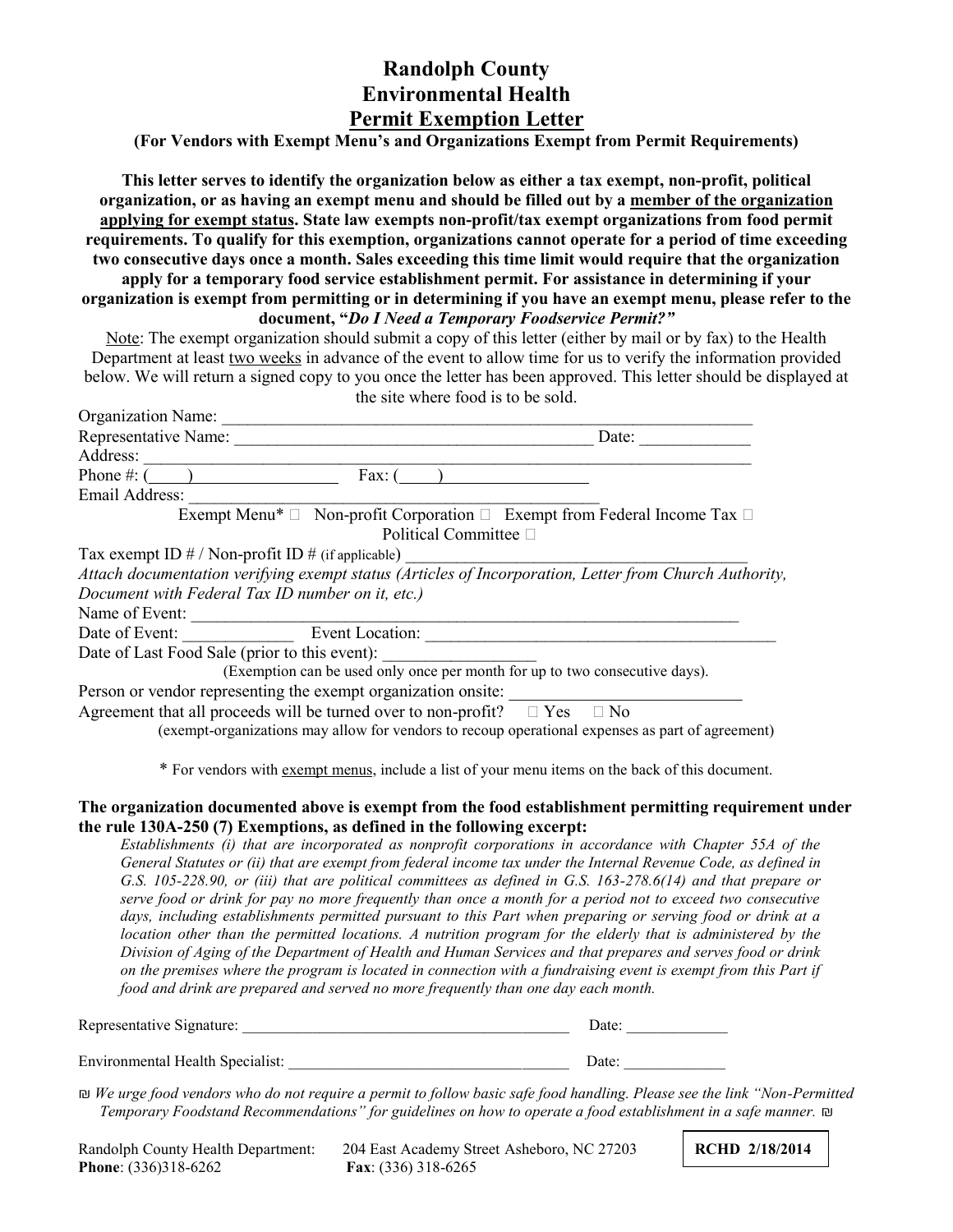# Randolph County
# Environmental Health
# Permit Exemption Letter

**(For Vendors with Exempt Menu's and Organizations Exempt from Permit Requirements)**

**This letter serves to identify the organization below as either a tax exempt, non-profit, political organization, or as having an exempt menu and should be filled out by a member of the organization applying for exempt status. State law exempts non-profit/tax exempt organizations from food permit requirements. To qualify for this exemption, organizations cannot operate for a period of time exceeding two consecutive days once a month. Sales exceeding this time limit would require that the organization apply for a temporary food service establishment permit. For assistance in determining if your organization is exempt from permitting or in determining if you have an exempt menu, please refer to the document, "*Do I Need a Temporary Foodservice Permit?*"**

Note: The exempt organization should submit a copy of this letter (either by mail or by fax) to the Health Department at least two weeks in advance of the event to allow time for us to verify the information provided below. We will return a signed copy to you once the letter has been approved. This letter should be displayed at the site where food is to be sold.

Organization Name: ______________________________________________

Representative Name: ______________________________ Date: ____________

Address: ______________________________________________

Phone #: (____) ______________ Fax: (____) ______________

Email Address: ______________________________________________

Exempt Menu* ☐ Non-profit Corporation ☐ Exempt from Federal Income Tax ☐ Political Committee ☐

Tax exempt ID # / Non-profit ID # (if applicable) ______________________________

*Attach documentation verifying exempt status (Articles of Incorporation, Letter from Church Authority, Document with Federal Tax ID number on it, etc.)*

Name of Event: ______________________________________________

Date of Event: ____________ Event Location: ______________________________

Date of Last Food Sale (prior to this event): ______________

(Exemption can be used only once per month for up to two consecutive days).

Person or vendor representing the exempt organization onsite: ______________________

Agreement that all proceeds will be turned over to non-profit? ☐ Yes ☐ No

(exempt-organizations may allow for vendors to recoup operational expenses as part of agreement)

* For vendors with exempt menus, include a list of your menu items on the back of this document.

**The organization documented above is exempt from the food establishment permitting requirement under the rule 130A-250 (7) Exemptions, as defined in the following excerpt:**

*Establishments (i) that are incorporated as nonprofit corporations in accordance with Chapter 55A of the General Statutes or (ii) that are exempt from federal income tax under the Internal Revenue Code, as defined in G.S. 105-228.90, or (iii) that are political committees as defined in G.S. 163-278.6(14) and that prepare or serve food or drink for pay no more frequently than once a month for a period not to exceed two consecutive days, including establishments permitted pursuant to this Part when preparing or serving food or drink at a location other than the permitted locations. A nutrition program for the elderly that is administered by the Division of Aging of the Department of Health and Human Services and that prepares and serves food or drink on the premises where the program is located in connection with a fundraising event is exempt from this Part if food and drink are prepared and served no more frequently than one day each month.*

Representative Signature: ______________________________ Date: ____________

Environmental Health Specialist: ______________________________ Date: ____________

*We urge food vendors who do not require a permit to follow basic safe food handling. Please see the link "Non-Permitted Temporary Foodstand Recommendations" for guidelines on how to operate a food establishment in a safe manner.*

Randolph County Health Department: 204 East Academy Street Asheboro, NC 27203
**Phone**: (336)318-6262 **Fax**: (336) 318-6265

**RCHD 2/18/2014**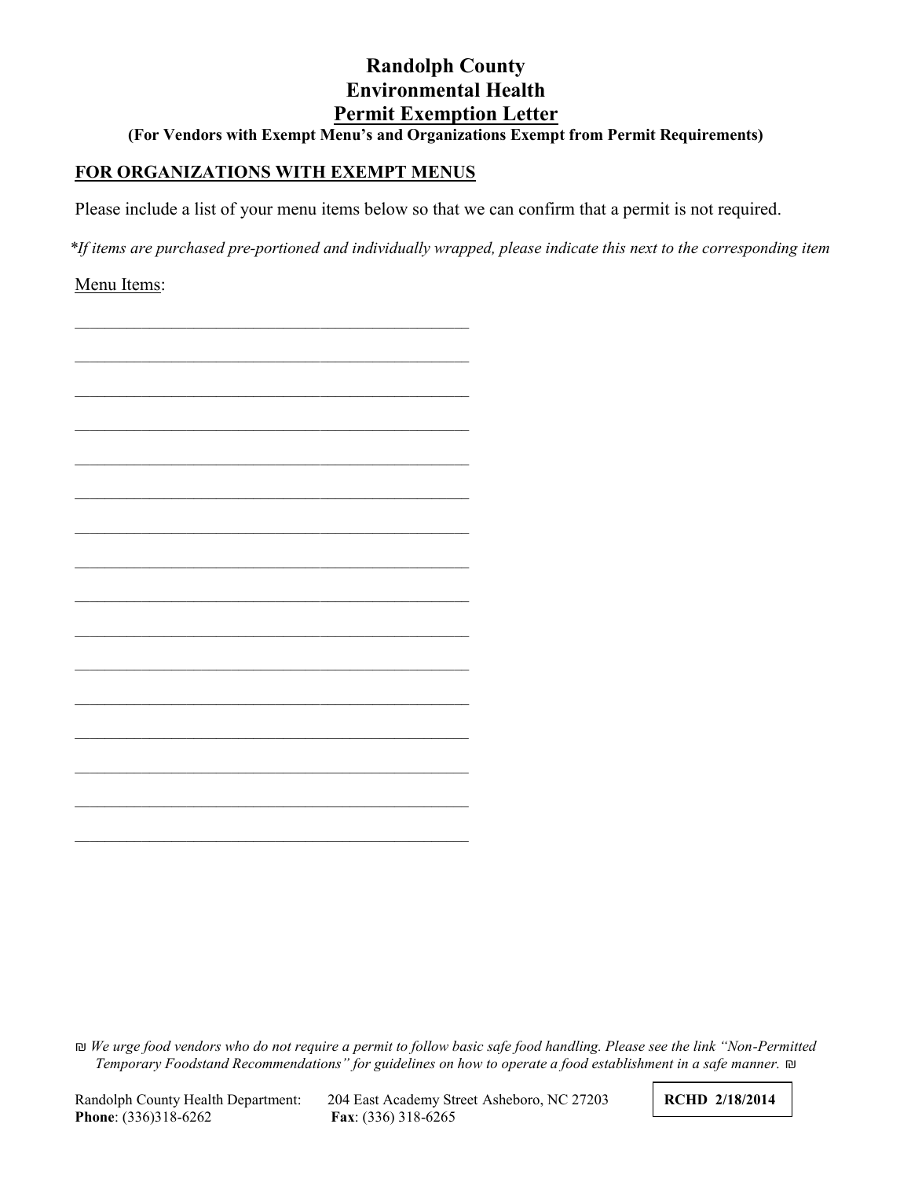# Randolph County
# Environmental Health
# Permit Exemption Letter

**(For Vendors with Exempt Menu's and Organizations Exempt from Permit Requirements)**

## FOR ORGANIZATIONS WITH EXEMPT MENUS

Please include a list of your menu items below so that we can confirm that a permit is not required.

*\*If items are purchased pre-portioned and individually wrapped, please indicate this next to the corresponding item*

Menu Items:

_______________________________________________

_______________________________________________

_______________________________________________

_______________________________________________

_______________________________________________

_______________________________________________

_______________________________________________

_______________________________________________

_______________________________________________

_______________________________________________

_______________________________________________

_______________________________________________

_______________________________________________

_______________________________________________

_______________________________________________

_______________________________________________

₪ *We urge food vendors who do not require a permit to follow basic safe food handling. Please see the link "Non-Permitted Temporary Foodstand Recommendations" for guidelines on how to operate a food establishment in a safe manner.* ₪

Randolph County Health Department: 204 East Academy Street Asheboro, NC 27203
**Phone**: (336)318-6262 **Fax**: (336) 318-6265

**RCHD 2/18/2014**